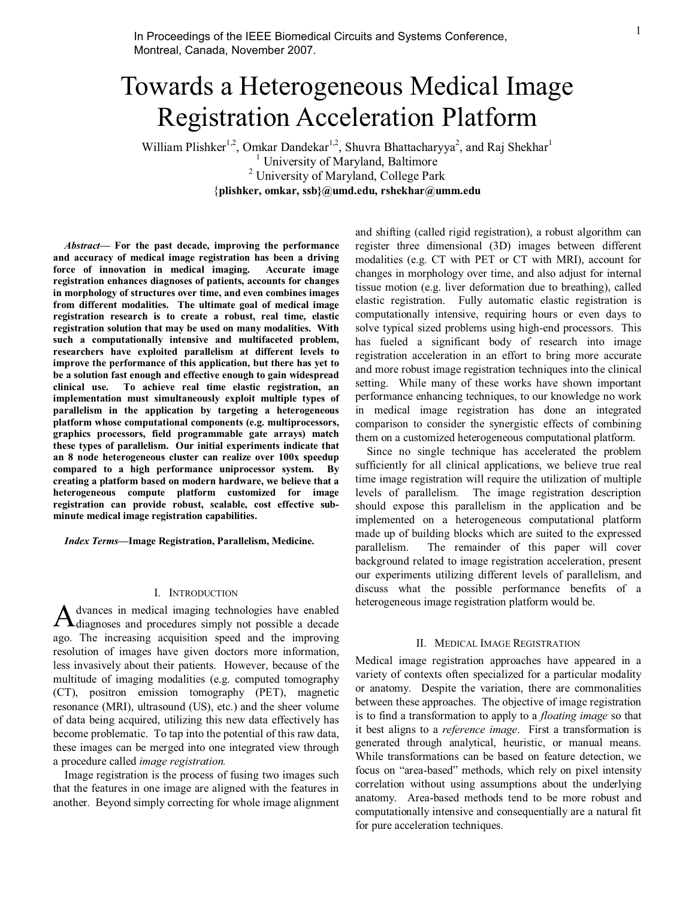In Proceedings of the IEEE Biomedical Circuits and Systems Conference, Montreal, Canada, November 2007.

# Towards a Heterogeneous Medical Image Registration Acceleration Platform

William Plishker[1,2], Omkar Dandekar[1,2], Shuvra Bhattacharyya[2], and Raj Shekhar[1]

[1] University of Maryland, Baltimore

[2] University of Maryland, College Park

**{plishker, omkar, ssb}@umd.edu, rshekhar@umm.edu**

***Abstract*— For the past decade, improving the performance and accuracy of medical image registration has been a driving force of innovation in medical imaging. Accurate image registration enhances diagnoses of patients, accounts for changes in morphology of structures over time, and even combines images from different modalities. The ultimate goal of medical image registration research is to create a robust, real time, elastic registration solution that may be used on many modalities. With such a computationally intensive and multifaceted problem, researchers have exploited parallelism at different levels to improve the performance of this application, but there has yet to be a solution fast enough and effective enough to gain widespread clinical use. To achieve real time elastic registration, an implementation must simultaneously exploit multiple types of parallelism in the application by targeting a heterogeneous platform whose computational components (e.g. multiprocessors, graphics processors, field programmable gate arrays) match these types of parallelism. Our initial experiments indicate that an 8 node heterogeneous cluster can realize over 100x speedup compared to a high performance uniprocessor system. By creating a platform based on modern hardware, we believe that a heterogeneous compute platform customized for image registration can provide robust, scalable, cost effective sub-minute medical image registration capabilities.**

***Index Terms*—Image Registration, Parallelism, Medicine.**

## I. Introduction

Advances in medical imaging technologies have enabled diagnoses and procedures simply not possible a decade ago. The increasing acquisition speed and the improving resolution of images have given doctors more information, less invasively about their patients. However, because of the multitude of imaging modalities (e.g. computed tomography (CT), positron emission tomography (PET), magnetic resonance (MRI), ultrasound (US), etc.) and the sheer volume of data being acquired, utilizing this new data effectively has become problematic. To tap into the potential of this raw data, these images can be merged into one integrated view through a procedure called *image registration.*

Image registration is the process of fusing two images such that the features in one image are aligned with the features in another. Beyond simply correcting for whole image alignment and shifting (called rigid registration), a robust algorithm can register three dimensional (3D) images between different modalities (e.g. CT with PET or CT with MRI), account for changes in morphology over time, and also adjust for internal tissue motion (e.g. liver deformation due to breathing), called elastic registration. Fully automatic elastic registration is computationally intensive, requiring hours or even days to solve typical sized problems using high-end processors. This has fueled a significant body of research into image registration acceleration in an effort to bring more accurate and more robust image registration techniques into the clinical setting. While many of these works have shown important performance enhancing techniques, to our knowledge no work in medical image registration has done an integrated comparison to consider the synergistic effects of combining them on a customized heterogeneous computational platform.

Since no single technique has accelerated the problem sufficiently for all clinical applications, we believe true real time image registration will require the utilization of multiple levels of parallelism. The image registration description should expose this parallelism in the application and be implemented on a heterogeneous computational platform made up of building blocks which are suited to the expressed parallelism. The remainder of this paper will cover background related to image registration acceleration, present our experiments utilizing different levels of parallelism, and discuss what the possible performance benefits of a heterogeneous image registration platform would be.

## II. Medical Image Registration

Medical image registration approaches have appeared in a variety of contexts often specialized for a particular modality or anatomy. Despite the variation, there are commonalities between these approaches. The objective of image registration is to find a transformation to apply to a *floating image* so that it best aligns to a *reference image*. First a transformation is generated through analytical, heuristic, or manual means. While transformations can be based on feature detection, we focus on "area-based" methods, which rely on pixel intensity correlation without using assumptions about the underlying anatomy. Area-based methods tend to be more robust and computationally intensive and consequentially are a natural fit for pure acceleration techniques.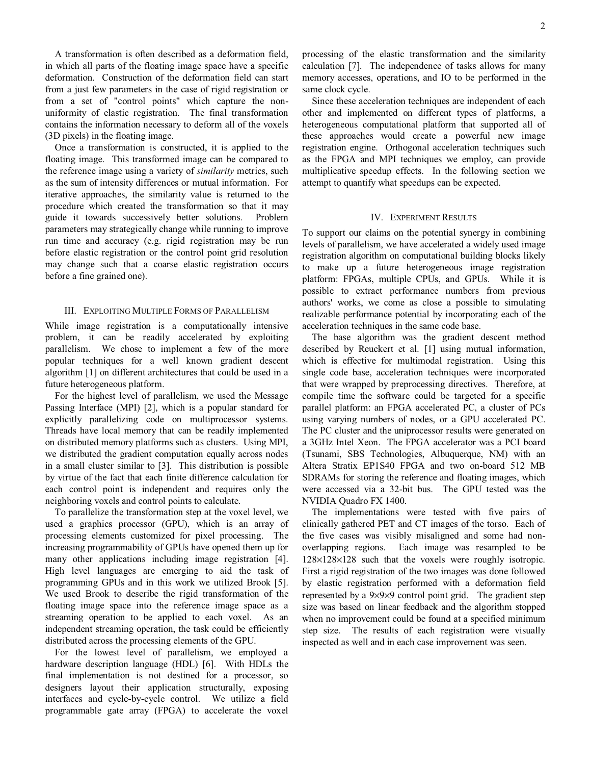A transformation is often described as a deformation field, in which all parts of the floating image space have a specific deformation. Construction of the deformation field can start from a just few parameters in the case of rigid registration or from a set of "control points" which capture the non-uniformity of elastic registration. The final transformation contains the information necessary to deform all of the voxels (3D pixels) in the floating image.

Once a transformation is constructed, it is applied to the floating image. This transformed image can be compared to the reference image using a variety of *similarity* metrics, such as the sum of intensity differences or mutual information. For iterative approaches, the similarity value is returned to the procedure which created the transformation so that it may guide it towards successively better solutions. Problem parameters may strategically change while running to improve run time and accuracy (e.g. rigid registration may be run before elastic registration or the control point grid resolution may change such that a coarse elastic registration occurs before a fine grained one).

## III. Exploiting Multiple Forms of Parallelism

While image registration is a computationally intensive problem, it can be readily accelerated by exploiting parallelism. We chose to implement a few of the more popular techniques for a well known gradient descent algorithm [1] on different architectures that could be used in a future heterogeneous platform.

For the highest level of parallelism, we used the Message Passing Interface (MPI) [2], which is a popular standard for explicitly parallelizing code on multiprocessor systems. Threads have local memory that can be readily implemented on distributed memory platforms such as clusters. Using MPI, we distributed the gradient computation equally across nodes in a small cluster similar to [3]. This distribution is possible by virtue of the fact that each finite difference calculation for each control point is independent and requires only the neighboring voxels and control points to calculate.

To parallelize the transformation step at the voxel level, we used a graphics processor (GPU), which is an array of processing elements customized for pixel processing. The increasing programmability of GPUs have opened them up for many other applications including image registration [4]. High level languages are emerging to aid the task of programming GPUs and in this work we utilized Brook [5]. We used Brook to describe the rigid transformation of the floating image space into the reference image space as a streaming operation to be applied to each voxel. As an independent streaming operation, the task could be efficiently distributed across the processing elements of the GPU.

For the lowest level of parallelism, we employed a hardware description language (HDL) [6]. With HDLs the final implementation is not destined for a processor, so designers layout their application structurally, exposing interfaces and cycle-by-cycle control. We utilize a field programmable gate array (FPGA) to accelerate the voxel processing of the elastic transformation and the similarity calculation [7]. The independence of tasks allows for many memory accesses, operations, and IO to be performed in the same clock cycle.

Since these acceleration techniques are independent of each other and implemented on different types of platforms, a heterogeneous computational platform that supported all of these approaches would create a powerful new image registration engine. Orthogonal acceleration techniques such as the FPGA and MPI techniques we employ, can provide multiplicative speedup effects. In the following section we attempt to quantify what speedups can be expected.

## IV. Experiment Results

To support our claims on the potential synergy in combining levels of parallelism, we have accelerated a widely used image registration algorithm on computational building blocks likely to make up a future heterogeneous image registration platform: FPGAs, multiple CPUs, and GPUs. While it is possible to extract performance numbers from previous authors' works, we come as close a possible to simulating realizable performance potential by incorporating each of the acceleration techniques in the same code base.

The base algorithm was the gradient descent method described by Reuckert et al. [1] using mutual information, which is effective for multimodal registration. Using this single code base, acceleration techniques were incorporated that were wrapped by preprocessing directives. Therefore, at compile time the software could be targeted for a specific parallel platform: an FPGA accelerated PC, a cluster of PCs using varying numbers of nodes, or a GPU accelerated PC. The PC cluster and the uniprocessor results were generated on a 3GHz Intel Xeon. The FPGA accelerator was a PCI board (Tsunami, SBS Technologies, Albuquerque, NM) with an Altera Stratix EP1S40 FPGA and two on-board 512 MB SDRAMs for storing the reference and floating images, which were accessed via a 32-bit bus. The GPU tested was the NVIDIA Quadro FX 1400.

The implementations were tested with five pairs of clinically gathered PET and CT images of the torso. Each of the five cases was visibly misaligned and some had non-overlapping regions. Each image was resampled to be $128\times128\times128$ such that the voxels were roughly isotropic. First a rigid registration of the two images was done followed by elastic registration performed with a deformation field represented by a $9\times9\times9$ control point grid. The gradient step size was based on linear feedback and the algorithm stopped when no improvement could be found at a specified minimum step size. The results of each registration were visually inspected as well and in each case improvement was seen.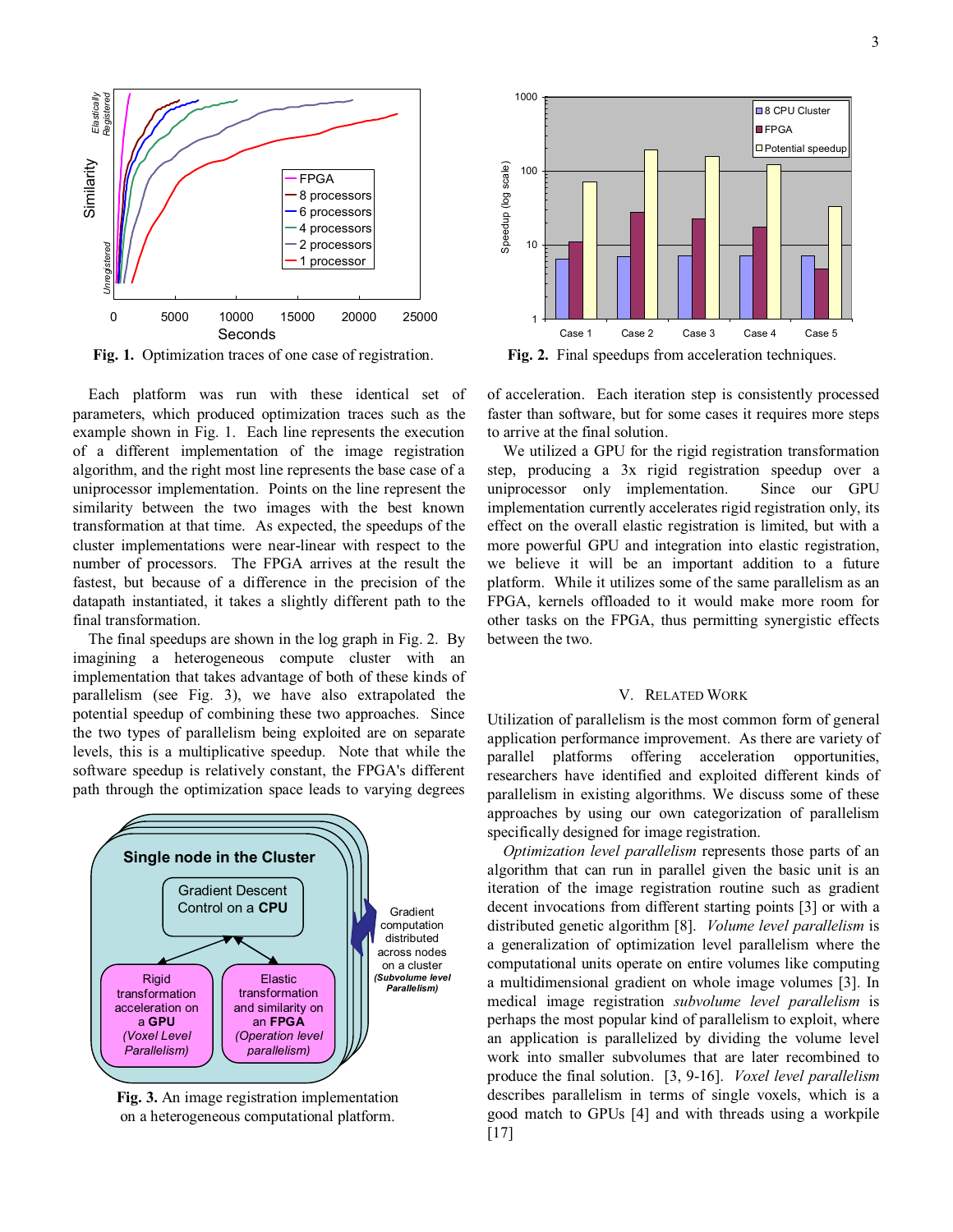Fig. 1. Optimization traces of one case of registration.

Fig. 2. Final speedups from acceleration techniques.

Each platform was run with these identical set of parameters, which produced optimization traces such as the example shown in Fig. 1. Each line represents the execution of a different implementation of the image registration algorithm, and the right most line represents the base case of a uniprocessor implementation. Points on the line represent the similarity between the two images with the best known transformation at that time. As expected, the speedups of the cluster implementations were near-linear with respect to the number of processors. The FPGA arrives at the result the fastest, but because of a difference in the precision of the datapath instantiated, it takes a slightly different path to the final transformation.

The final speedups are shown in the log graph in Fig. 2. By imagining a heterogeneous compute cluster with an implementation that takes advantage of both of these kinds of parallelism (see Fig. 3), we have also extrapolated the potential speedup of combining these two approaches. Since the two types of parallelism being exploited are on separate levels, this is a multiplicative speedup. Note that while the software speedup is relatively constant, the FPGA's different path through the optimization space leads to varying degrees of acceleration. Each iteration step is consistently processed faster than software, but for some cases it requires more steps to arrive at the final solution.

Fig. 3. An image registration implementation on a heterogeneous computational platform.

We utilized a GPU for the rigid registration transformation step, producing a 3x rigid registration speedup over a uniprocessor only implementation. Since our GPU implementation currently accelerates rigid registration only, its effect on the overall elastic registration is limited, but with a more powerful GPU and integration into elastic registration, we believe it will be an important addition to a future platform. While it utilizes some of the same parallelism as an FPGA, kernels offloaded to it would make more room for other tasks on the FPGA, thus permitting synergistic effects between the two.

## V. Related Work

Utilization of parallelism is the most common form of general application performance improvement. As there are variety of parallel platforms offering acceleration opportunities, researchers have identified and exploited different kinds of parallelism in existing algorithms. We discuss some of these approaches by using our own categorization of parallelism specifically designed for image registration.

*Optimization level parallelism* represents those parts of an algorithm that can run in parallel given the basic unit is an iteration of the image registration routine such as gradient decent invocations from different starting points [3] or with a distributed genetic algorithm [8]. *Volume level parallelism* is a generalization of optimization level parallelism where the computational units operate on entire volumes like computing a multidimensional gradient on whole image volumes [3]. In medical image registration *subvolume level parallelism* is perhaps the most popular kind of parallelism to exploit, where an application is parallelized by dividing the volume level work into smaller subvolumes that are later recombined to produce the final solution. [3, 9-16]. *Voxel level parallelism* describes parallelism in terms of single voxels, which is a good match to GPUs [4] and with threads using a workpile [17]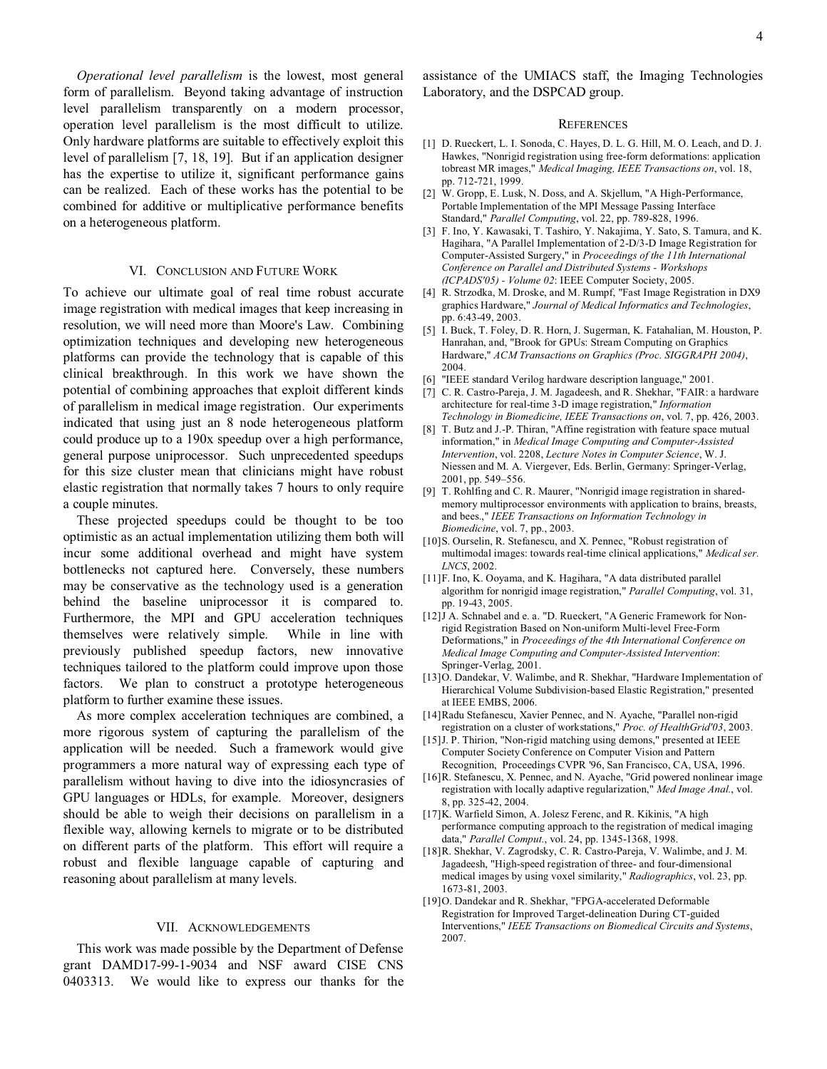*Operational level parallelism* is the lowest, most general form of parallelism. Beyond taking advantage of instruction level parallelism transparently on a modern processor, operation level parallelism is the most difficult to utilize. Only hardware platforms are suitable to effectively exploit this level of parallelism [7, 18, 19]. But if an application designer has the expertise to utilize it, significant performance gains can be realized. Each of these works has the potential to be combined for additive or multiplicative performance benefits on a heterogeneous platform.

## VI. Conclusion and Future Work

To achieve our ultimate goal of real time robust accurate image registration with medical images that keep increasing in resolution, we will need more than Moore's Law. Combining optimization techniques and developing new heterogeneous platforms can provide the technology that is capable of this clinical breakthrough. In this work we have shown the potential of combining approaches that exploit different kinds of parallelism in medical image registration. Our experiments indicated that using just an 8 node heterogeneous platform could produce up to a 190x speedup over a high performance, general purpose uniprocessor. Such unprecedented speedups for this size cluster mean that clinicians might have robust elastic registration that normally takes 7 hours to only require a couple minutes.

These projected speedups could be thought to be too optimistic as an actual implementation utilizing them both will incur some additional overhead and might have system bottlenecks not captured here. Conversely, these numbers may be conservative as the technology used is a generation behind the baseline uniprocessor it is compared to. Furthermore, the MPI and GPU acceleration techniques themselves were relatively simple. While in line with previously published speedup factors, new innovative techniques tailored to the platform could improve upon those factors. We plan to construct a prototype heterogeneous platform to further examine these issues.

As more complex acceleration techniques are combined, a more rigorous system of capturing the parallelism of the application will be needed. Such a framework would give programmers a more natural way of expressing each type of parallelism without having to dive into the idiosyncrasies of GPU languages or HDLs, for example. Moreover, designers should be able to weigh their decisions on parallelism in a flexible way, allowing kernels to migrate or to be distributed on different parts of the platform. This effort will require a robust and flexible language capable of capturing and reasoning about parallelism at many levels.

## VII. Acknowledgements

This work was made possible by the Department of Defense grant DAMD17-99-1-9034 and NSF award CISE CNS 0403313. We would like to express our thanks for the assistance of the UMIACS staff, the Imaging Technologies Laboratory, and the DSPCAD group.

## References

[1] D. Rueckert, L. I. Sonoda, C. Hayes, D. L. G. Hill, M. O. Leach, and D. J. Hawkes, "Nonrigid registration using free-form deformations: application tobreast MR images," *Medical Imaging, IEEE Transactions on*, vol. 18, pp. 712-721, 1999.

[2] W. Gropp, E. Lusk, N. Doss, and A. Skjellum, "A High-Performance, Portable Implementation of the MPI Message Passing Interface Standard," *Parallel Computing*, vol. 22, pp. 789-828, 1996.

[3] F. Ino, Y. Kawasaki, T. Tashiro, Y. Nakajima, Y. Sato, S. Tamura, and K. Hagihara, "A Parallel Implementation of 2-D/3-D Image Registration for Computer-Assisted Surgery," in *Proceedings of the 11th International Conference on Parallel and Distributed Systems - Workshops (ICPADS'05) - Volume 02*: IEEE Computer Society, 2005.

[4] R. Strzodka, M. Droske, and M. Rumpf, "Fast Image Registration in DX9 graphics Hardware," *Journal of Medical Informatics and Technologies*, pp. 6:43-49, 2003.

[5] I. Buck, T. Foley, D. R. Horn, J. Sugerman, K. Fatahalian, M. Houston, P. Hanrahan, and, "Brook for GPUs: Stream Computing on Graphics Hardware," *ACM Transactions on Graphics (Proc. SIGGRAPH 2004)*, 2004.

[6] "IEEE standard Verilog hardware description language," 2001.

[7] C. R. Castro-Pareja, J. M. Jagadeesh, and R. Shekhar, "FAIR: a hardware architecture for real-time 3-D image registration," *Information Technology in Biomedicine, IEEE Transactions on*, vol. 7, pp. 426, 2003.

[8] T. Butz and J.-P. Thiran, "Affine registration with feature space mutual information," in *Medical Image Computing and Computer-Assisted Intervention*, vol. 2208, *Lecture Notes in Computer Science*, W. J. Niessen and M. A. Viergever, Eds. Berlin, Germany: Springer-Verlag, 2001, pp. 549–556.

[9] T. Rohlfing and C. R. Maurer, "Nonrigid image registration in shared-memory multiprocessor environments with application to brains, breasts, and bees.," *IEEE Transactions on Information Technology in Biomedicine*, vol. 7, pp., 2003.

[10] S. Ourselin, R. Stefanescu, and X. Pennec, "Robust registration of multimodal images: towards real-time clinical applications," *Medical ser. LNCS*, 2002.

[11] F. Ino, K. Ooyama, and K. Hagihara, "A data distributed parallel algorithm for nonrigid image registration," *Parallel Computing*, vol. 31, pp. 19-43, 2005.

[12] J A. Schnabel and e. a. "D. Rueckert, "A Generic Framework for Non-rigid Registration Based on Non-uniform Multi-level Free-Form Deformations," in *Proceedings of the 4th International Conference on Medical Image Computing and Computer-Assisted Intervention*: Springer-Verlag, 2001.

[13] O. Dandekar, V. Walimbe, and R. Shekhar, "Hardware Implementation of Hierarchical Volume Subdivision-based Elastic Registration," presented at IEEE EMBS, 2006.

[14] Radu Stefanescu, Xavier Pennec, and N. Ayache, "Parallel non-rigid registration on a cluster of workstations," *Proc. of HealthGrid'03*, 2003.

[15] J. P. Thirion, "Non-rigid matching using demons," presented at IEEE Computer Society Conference on Computer Vision and Pattern Recognition, Proceedings CVPR '96, San Francisco, CA, USA, 1996.

[16] R. Stefanescu, X. Pennec, and N. Ayache, "Grid powered nonlinear image registration with locally adaptive regularization," *Med Image Anal.*, vol. 8, pp. 325-42, 2004.

[17] K. Warfield Simon, A. Jolesz Ferenc, and R. Kikinis, "A high performance computing approach to the registration of medical imaging data," *Parallel Comput.*, vol. 24, pp. 1345-1368, 1998.

[18] R. Shekhar, V. Zagrodsky, C. R. Castro-Pareja, V. Walimbe, and J. M. Jagadeesh, "High-speed registration of three- and four-dimensional medical images by using voxel similarity," *Radiographics*, vol. 23, pp. 1673-81, 2003.

[19] O. Dandekar and R. Shekhar, "FPGA-accelerated Deformable Registration for Improved Target-delineation During CT-guided Interventions," *IEEE Transactions on Biomedical Circuits and Systems*, 2007.